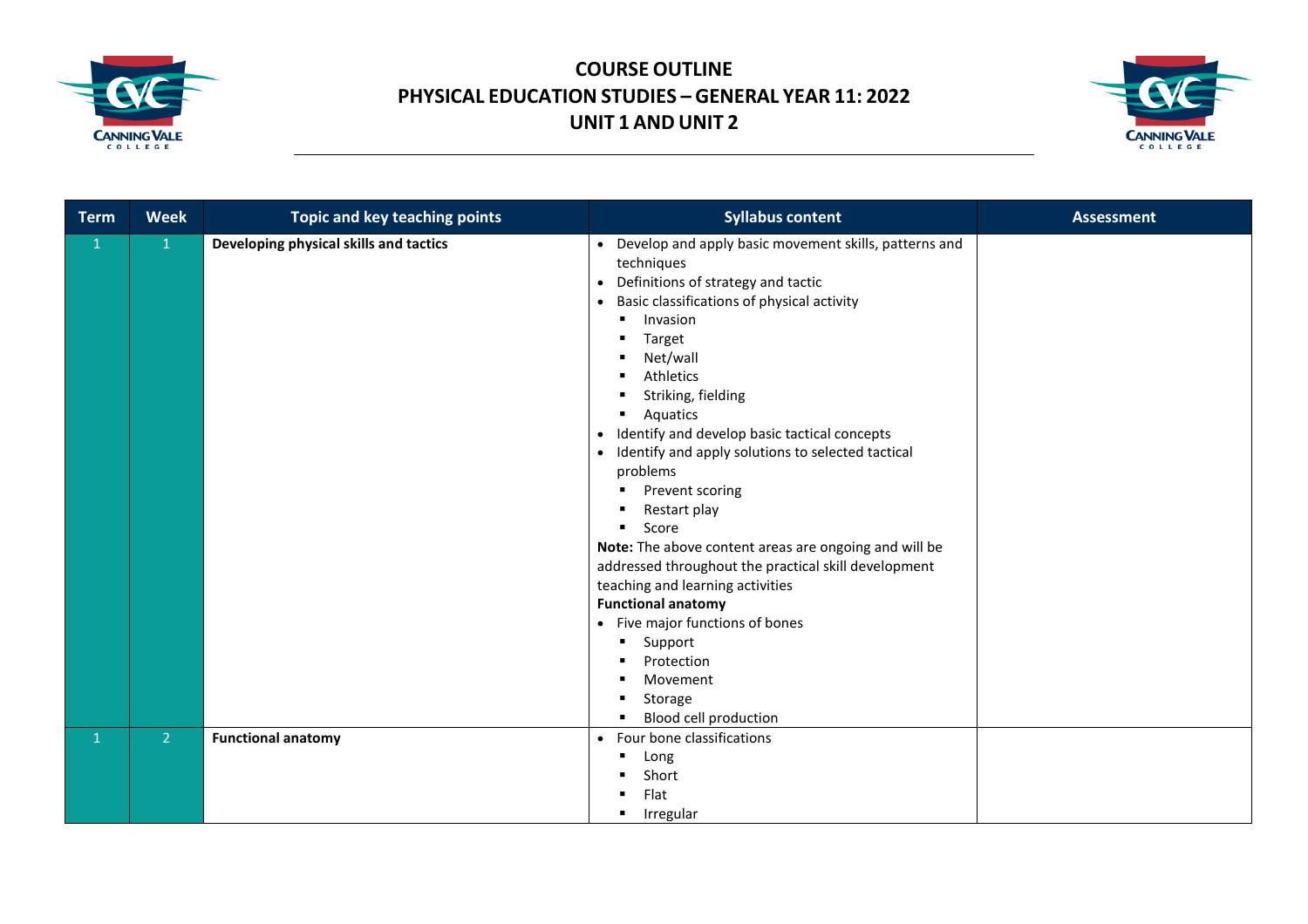# COURSE OUTLINE
## PHYSICAL EDUCATION STUDIES – GENERAL YEAR 11: 2022
## UNIT 1 AND UNIT 2

| Term | Week | Topic and key teaching points | Syllabus content | Assessment |
|---|---|---|---|---|
| 1 | 1 | **Developing physical skills and tactics** | • Develop and apply basic movement skills, patterns and techniques<br>• Definitions of strategy and tactic<br>• Basic classifications of physical activity<br>&nbsp;&nbsp;▪ Invasion<br>&nbsp;&nbsp;▪ Target<br>&nbsp;&nbsp;▪ Net/wall<br>&nbsp;&nbsp;▪ Athletics<br>&nbsp;&nbsp;▪ Striking, fielding<br>&nbsp;&nbsp;▪ Aquatics<br>• Identify and develop basic tactical concepts<br>• Identify and apply solutions to selected tactical problems<br>&nbsp;&nbsp;▪ Prevent scoring<br>&nbsp;&nbsp;▪ Restart play<br>&nbsp;&nbsp;▪ Score<br>**Note:** The above content areas are ongoing and will be addressed throughout the practical skill development teaching and learning activities<br>**Functional anatomy**<br>• Five major functions of bones<br>&nbsp;&nbsp;▪ Support<br>&nbsp;&nbsp;▪ Protection<br>&nbsp;&nbsp;▪ Movement<br>&nbsp;&nbsp;▪ Storage<br>&nbsp;&nbsp;▪ Blood cell production | |
| 1 | 2 | **Functional anatomy** | • Four bone classifications<br>&nbsp;&nbsp;▪ Long<br>&nbsp;&nbsp;▪ Short<br>&nbsp;&nbsp;▪ Flat<br>&nbsp;&nbsp;▪ Irregular | |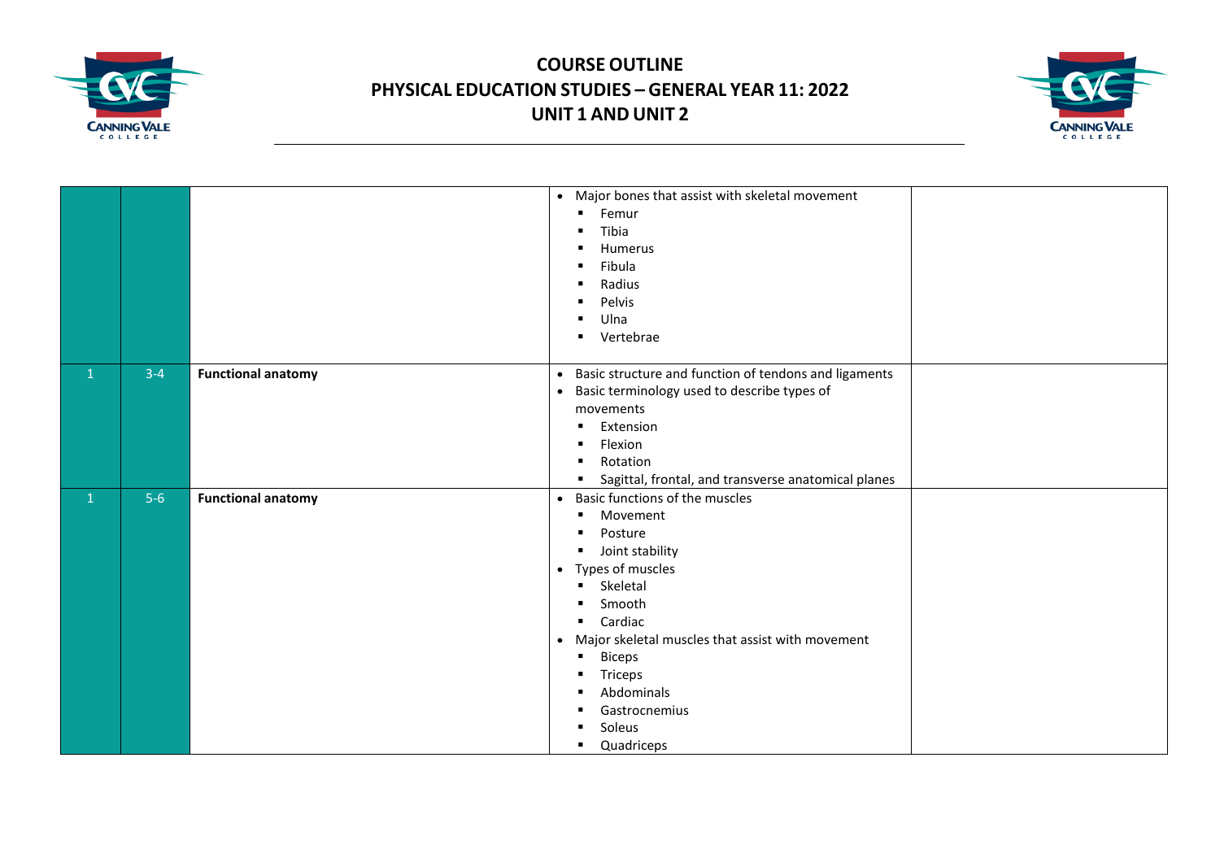# COURSE OUTLINE
# PHYSICAL EDUCATION STUDIES – GENERAL YEAR 11: 2022
# UNIT 1 AND UNIT 2

| | | | | |
|---|---|---|---|---|
| | | | • Major bones that assist with skeletal movement<br>▪ Femur<br>▪ Tibia<br>▪ Humerus<br>▪ Fibula<br>▪ Radius<br>▪ Pelvis<br>▪ Ulna<br>▪ Vertebrae | |
| 1 | 3-4 | **Functional anatomy** | • Basic structure and function of tendons and ligaments<br>• Basic terminology used to describe types of movements<br>▪ Extension<br>▪ Flexion<br>▪ Rotation<br>▪ Sagittal, frontal, and transverse anatomical planes | |
| 1 | 5-6 | **Functional anatomy** | • Basic functions of the muscles<br>▪ Movement<br>▪ Posture<br>▪ Joint stability<br>• Types of muscles<br>▪ Skeletal<br>▪ Smooth<br>▪ Cardiac<br>• Major skeletal muscles that assist with movement<br>▪ Biceps<br>▪ Triceps<br>▪ Abdominals<br>▪ Gastrocnemius<br>▪ Soleus<br>▪ Quadriceps | |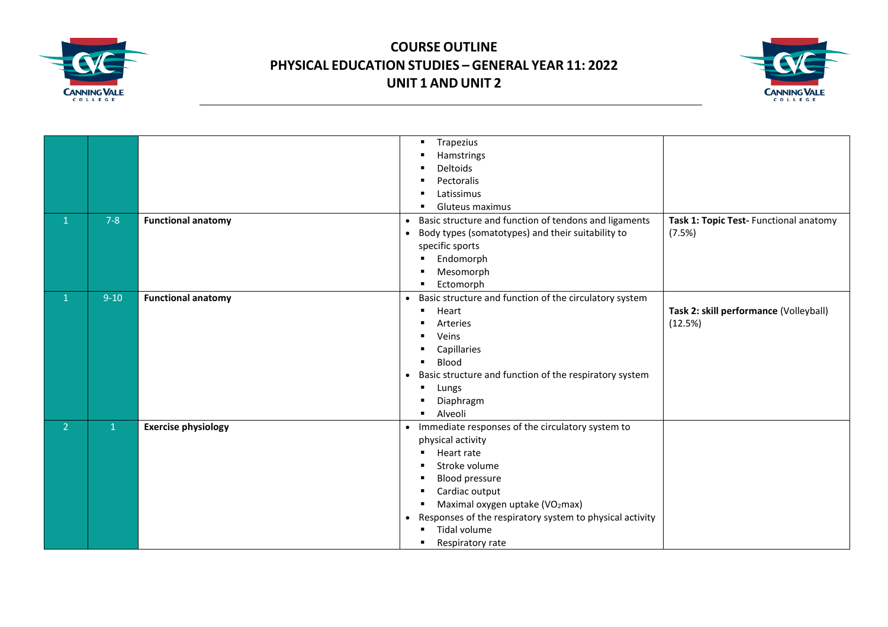| | | | | |
|---|---|---|---|---|
| | | | ▪ Trapezius<br>▪ Hamstrings<br>▪ Deltoids<br>▪ Pectoralis<br>▪ Latissimus<br>▪ Gluteus maximus | |
| 1 | 7-8 | **Functional anatomy** | • Basic structure and function of tendons and ligaments<br>• Body types (somatotypes) and their suitability to specific sports<br>▪ Endomorph<br>▪ Mesomorph<br>▪ Ectomorph | **Task 1: Topic Test-** Functional anatomy (7.5%) |
| 1 | 9-10 | **Functional anatomy** | • Basic structure and function of the circulatory system<br>▪ Heart<br>▪ Arteries<br>▪ Veins<br>▪ Capillaries<br>▪ Blood<br>• Basic structure and function of the respiratory system<br>▪ Lungs<br>▪ Diaphragm<br>▪ Alveoli | **Task 2: skill performance** (Volleyball) (12.5%) |
| 2 | 1 | **Exercise physiology** | • Immediate responses of the circulatory system to physical activity<br>▪ Heart rate<br>▪ Stroke volume<br>▪ Blood pressure<br>▪ Cardiac output<br>▪ Maximal oxygen uptake ($VO_2max$)<br>• Responses of the respiratory system to physical activity<br>▪ Tidal volume<br>▪ Respiratory rate | |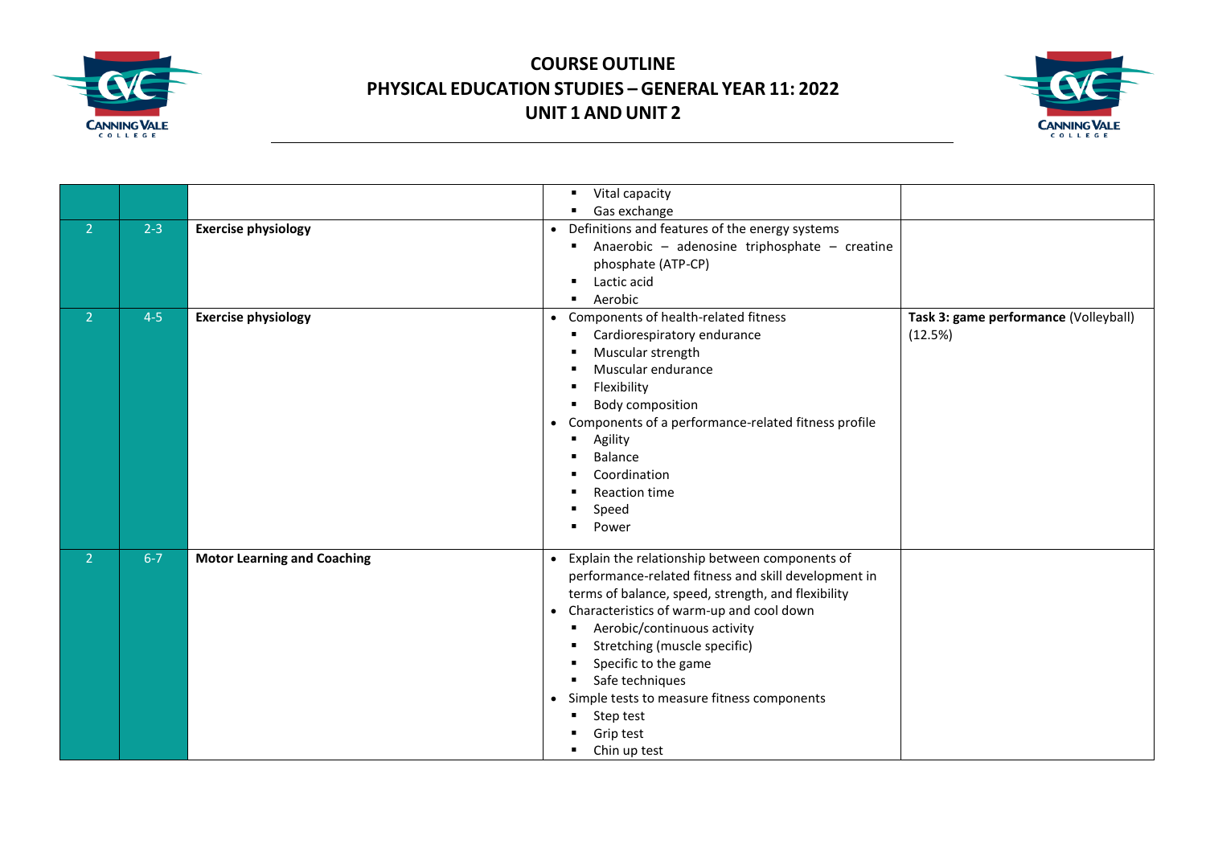# COURSE OUTLINE
## PHYSICAL EDUCATION STUDIES – GENERAL YEAR 11: 2022
## UNIT 1 AND UNIT 2

| | | | | |
|---|---|---|---|---|
| | | | ▪ Vital capacity<br>▪ Gas exchange | |
| 2 | 2-3 | **Exercise physiology** | • Definitions and features of the energy systems<br>▪ Anaerobic – adenosine triphosphate – creatine phosphate (ATP-CP)<br>▪ Lactic acid<br>▪ Aerobic | |
| 2 | 4-5 | **Exercise physiology** | • Components of health-related fitness<br>▪ Cardiorespiratory endurance<br>▪ Muscular strength<br>▪ Muscular endurance<br>▪ Flexibility<br>▪ Body composition<br>• Components of a performance-related fitness profile<br>▪ Agility<br>▪ Balance<br>▪ Coordination<br>▪ Reaction time<br>▪ Speed<br>▪ Power | **Task 3: game performance** (Volleyball) (12.5%) |
| 2 | 6-7 | **Motor Learning and Coaching** | • Explain the relationship between components of performance-related fitness and skill development in terms of balance, speed, strength, and flexibility<br>• Characteristics of warm-up and cool down<br>▪ Aerobic/continuous activity<br>▪ Stretching (muscle specific)<br>▪ Specific to the game<br>▪ Safe techniques<br>• Simple tests to measure fitness components<br>▪ Step test<br>▪ Grip test<br>▪ Chin up test | |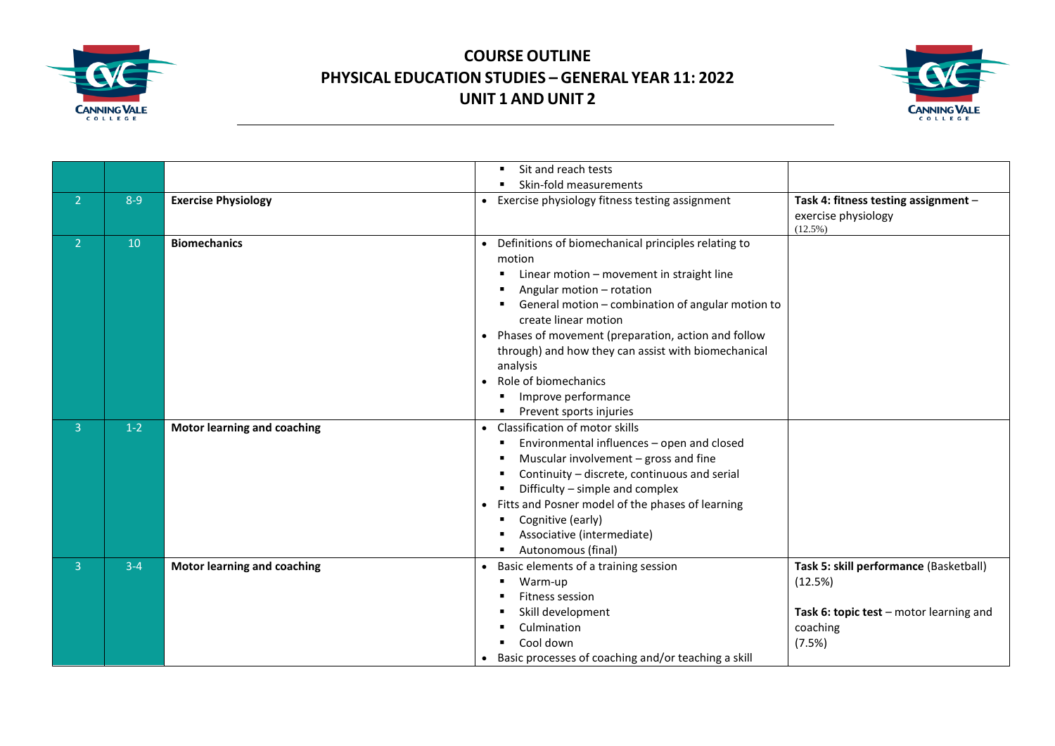# COURSE OUTLINE
## PHYSICAL EDUCATION STUDIES – GENERAL YEAR 11: 2022
## UNIT 1 AND UNIT 2

| | | | | |
|---|---|---|---|---|
| | | | ▪ Sit and reach tests<br>▪ Skin-fold measurements | |
| 2 | 8-9 | **Exercise Physiology** | • Exercise physiology fitness testing assignment | **Task 4: fitness testing assignment** – exercise physiology (12.5%) |
| 2 | 10 | **Biomechanics** | • Definitions of biomechanical principles relating to motion<br>▪ Linear motion – movement in straight line<br>▪ Angular motion – rotation<br>▪ General motion – combination of angular motion to create linear motion<br>• Phases of movement (preparation, action and follow through) and how they can assist with biomechanical analysis<br>• Role of biomechanics<br>▪ Improve performance<br>▪ Prevent sports injuries | |
| 3 | 1-2 | **Motor learning and coaching** | • Classification of motor skills<br>▪ Environmental influences – open and closed<br>▪ Muscular involvement – gross and fine<br>▪ Continuity – discrete, continuous and serial<br>▪ Difficulty – simple and complex<br>• Fitts and Posner model of the phases of learning<br>▪ Cognitive (early)<br>▪ Associative (intermediate)<br>▪ Autonomous (final) | |
| 3 | 3-4 | **Motor learning and coaching** | • Basic elements of a training session<br>▪ Warm-up<br>▪ Fitness session<br>▪ Skill development<br>▪ Culmination<br>▪ Cool down<br>• Basic processes of coaching and/or teaching a skill | **Task 5: skill performance** (Basketball) (12.5%)<br><br>**Task 6: topic test** – motor learning and coaching (7.5%) |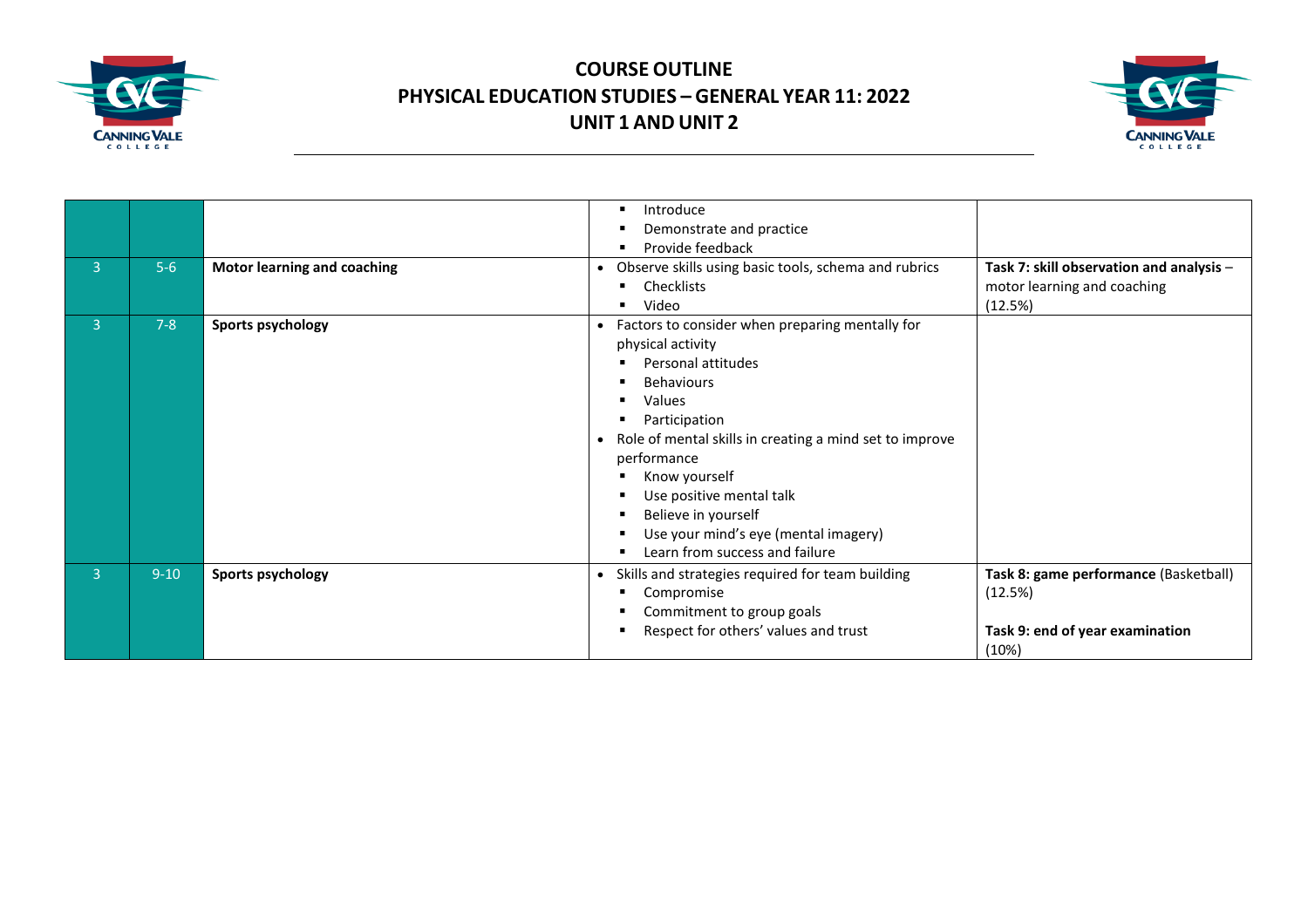# COURSE OUTLINE
## PHYSICAL EDUCATION STUDIES – GENERAL YEAR 11: 2022
## UNIT 1 AND UNIT 2

| | | | | |
|---|---|---|---|---|
| | | | ▪ Introduce<br>▪ Demonstrate and practice<br>▪ Provide feedback | |
| 3 | 5-6 | **Motor learning and coaching** | • Observe skills using basic tools, schema and rubrics<br>▪ Checklists<br>▪ Video | **Task 7: skill observation and analysis** – motor learning and coaching (12.5%) |
| 3 | 7-8 | **Sports psychology** | • Factors to consider when preparing mentally for physical activity<br>▪ Personal attitudes<br>▪ Behaviours<br>▪ Values<br>▪ Participation<br>• Role of mental skills in creating a mind set to improve performance<br>▪ Know yourself<br>▪ Use positive mental talk<br>▪ Believe in yourself<br>▪ Use your mind's eye (mental imagery)<br>▪ Learn from success and failure | |
| 3 | 9-10 | **Sports psychology** | • Skills and strategies required for team building<br>▪ Compromise<br>▪ Commitment to group goals<br>▪ Respect for others' values and trust | **Task 8: game performance** (Basketball) (12.5%)<br><br>**Task 9: end of year examination** (10%) |